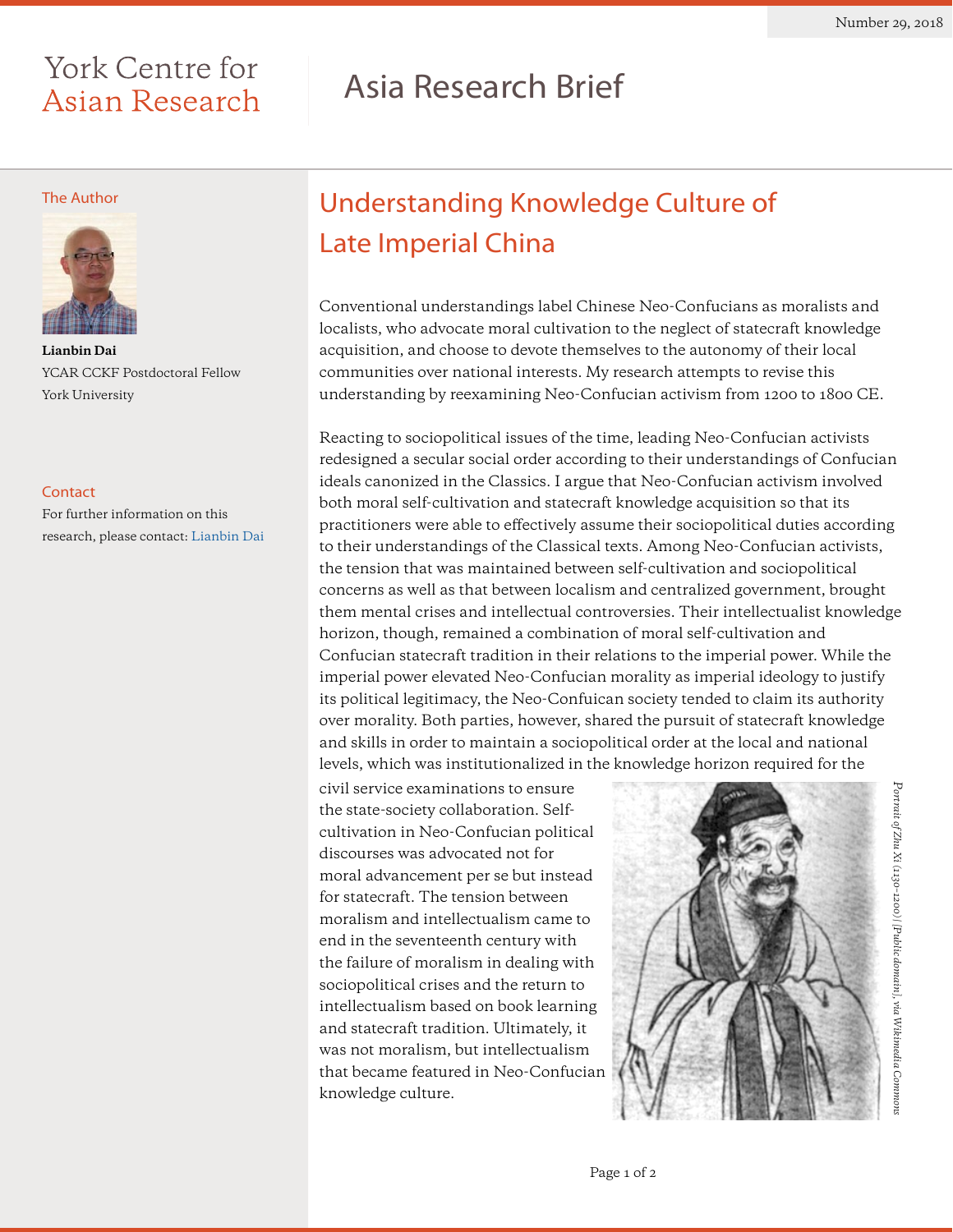York Centre for Asian Research

# Asia Research Brief

Number 29, 2018

## The Author

**Lianbin Dai**
YCAR CCKF Postdoctoral Fellow
York University

## Contact

For further information on this research, please contact: Lianbin Dai

# Understanding Knowledge Culture of Late Imperial China

Conventional understandings label Chinese Neo-Confucians as moralists and localists, who advocate moral cultivation to the neglect of statecraft knowledge acquisition, and choose to devote themselves to the autonomy of their local communities over national interests. My research attempts to revise this understanding by reexamining Neo-Confucian activism from 1200 to 1800 CE.

Reacting to sociopolitical issues of the time, leading Neo-Confucian activists redesigned a secular social order according to their understandings of Confucian ideals canonized in the Classics. I argue that Neo-Confucian activism involved both moral self-cultivation and statecraft knowledge acquisition so that its practitioners were able to effectively assume their sociopolitical duties according to their understandings of the Classical texts. Among Neo-Confucian activists, the tension that was maintained between self-cultivation and sociopolitical concerns as well as that between localism and centralized government, brought them mental crises and intellectual controversies. Their intellectualist knowledge horizon, though, remained a combination of moral self-cultivation and Confucian statecraft tradition in their relations to the imperial power. While the imperial power elevated Neo-Confucian morality as imperial ideology to justify its political legitimacy, the Neo-Confuican society tended to claim its authority over morality. Both parties, however, shared the pursuit of statecraft knowledge and skills in order to maintain a sociopolitical order at the local and national levels, which was institutionalized in the knowledge horizon required for the civil service examinations to ensure the state-society collaboration. Self-cultivation in Neo-Confucian political discourses was advocated not for moral advancement per se but instead for statecraft. The tension between moralism and intellectualism came to end in the seventeenth century with the failure of moralism in dealing with sociopolitical crises and the return to intellectualism based on book learning and statecraft tradition. Ultimately, it was not moralism, but intellectualism that became featured in Neo-Confucian knowledge culture.

*Portrait of Zhu Xi (1130–1200) [Public domain], via Wikimedia Commons*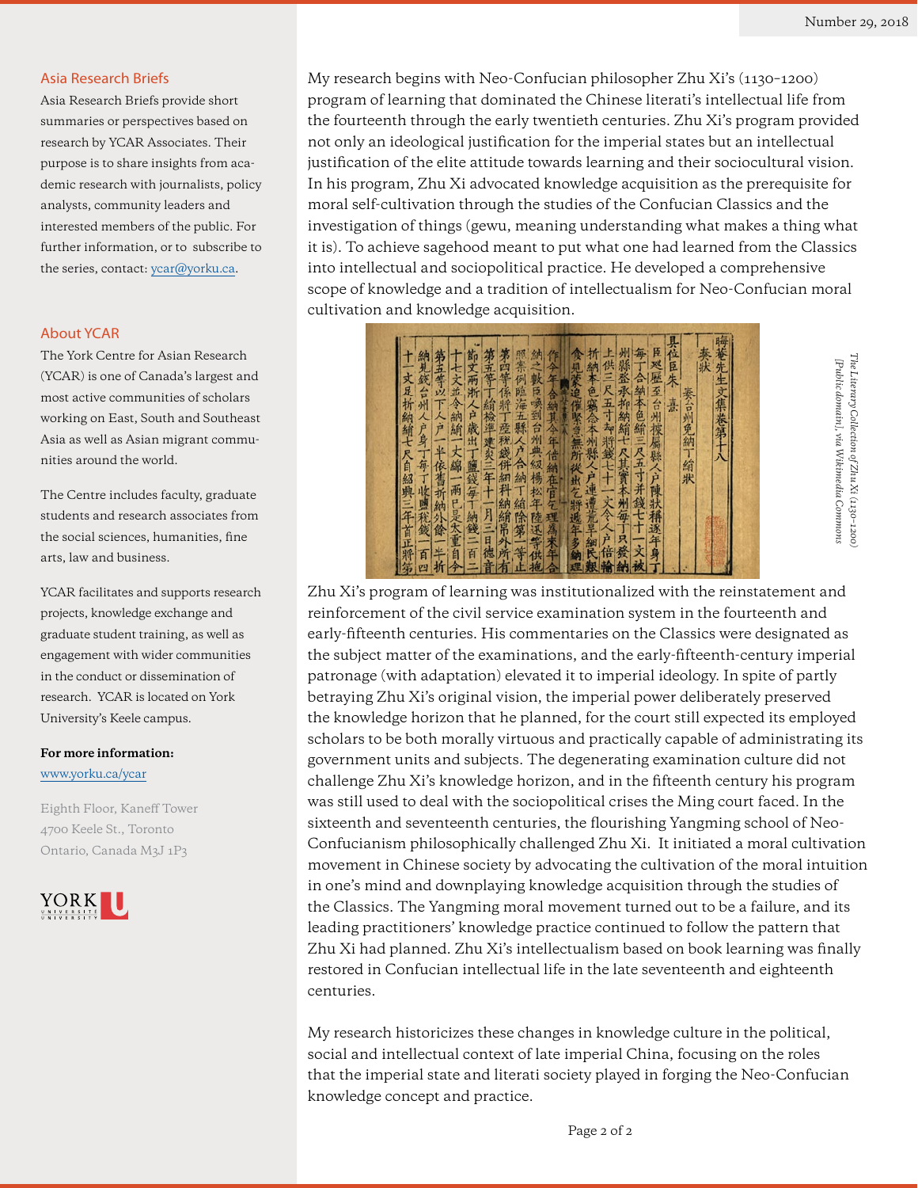## Asia Research Briefs

Asia Research Briefs provide short summaries or perspectives based on research by YCAR Associates. Their purpose is to share insights from academic research with journalists, policy analysts, community leaders and interested members of the public. For further information, or to subscribe to the series, contact: ycar@yorku.ca.

## About YCAR

The York Centre for Asian Research (YCAR) is one of Canada's largest and most active communities of scholars working on East, South and Southeast Asia as well as Asian migrant communities around the world.

The Centre includes faculty, graduate students and research associates from the social sciences, humanities, fine arts, law and business.

YCAR facilitates and supports research projects, knowledge exchange and graduate student training, as well as engagement with wider communities in the conduct or dissemination of research. YCAR is located on York University's Keele campus.

**For more information:**
www.yorku.ca/ycar

Eighth Floor, Kaneff Tower
4700 Keele St., Toronto
Ontario, Canada M3J 1P3

My research begins with Neo-Confucian philosopher Zhu Xi's (1130–1200) program of learning that dominated the Chinese literati's intellectual life from the fourteenth through the early twentieth centuries. Zhu Xi's program provided not only an ideological justification for the imperial states but an intellectual justification of the elite attitude towards learning and their sociocultural vision. In his program, Zhu Xi advocated knowledge acquisition as the prerequisite for moral self-cultivation through the studies of the Confucian Classics and the investigation of things (gewu, meaning understanding what makes a thing what it is). To achieve sagehood meant to put what one had learned from the Classics into intellectual and sociopolitical practice. He developed a comprehensive scope of knowledge and a tradition of intellectualism for Neo-Confucian moral cultivation and knowledge acquisition.

*The Literary Collection of Zhu Xi (1130–1200) [Public domain], via Wikimedia Commons*

Zhu Xi's program of learning was institutionalized with the reinstatement and reinforcement of the civil service examination system in the fourteenth and early-fifteenth centuries. His commentaries on the Classics were designated as the subject matter of the examinations, and the early-fifteenth-century imperial patronage (with adaptation) elevated it to imperial ideology. In spite of partly betraying Zhu Xi's original vision, the imperial power deliberately preserved the knowledge horizon that he planned, for the court still expected its employed scholars to be both morally virtuous and practically capable of administrating its government units and subjects. The degenerating examination culture did not challenge Zhu Xi's knowledge horizon, and in the fifteenth century his program was still used to deal with the sociopolitical crises the Ming court faced. In the sixteenth and seventeenth centuries, the flourishing Yangming school of Neo-Confucianism philosophically challenged Zhu Xi. It initiated a moral cultivation movement in Chinese society by advocating the cultivation of the moral intuition in one's mind and downplaying knowledge acquisition through the studies of the Classics. The Yangming moral movement turned out to be a failure, and its leading practitioners' knowledge practice continued to follow the pattern that Zhu Xi had planned. Zhu Xi's intellectualism based on book learning was finally restored in Confucian intellectual life in the late seventeenth and eighteenth centuries.

My research historicizes these changes in knowledge culture in the political, social and intellectual context of late imperial China, focusing on the roles that the imperial state and literati society played in forging the Neo-Confucian knowledge concept and practice.